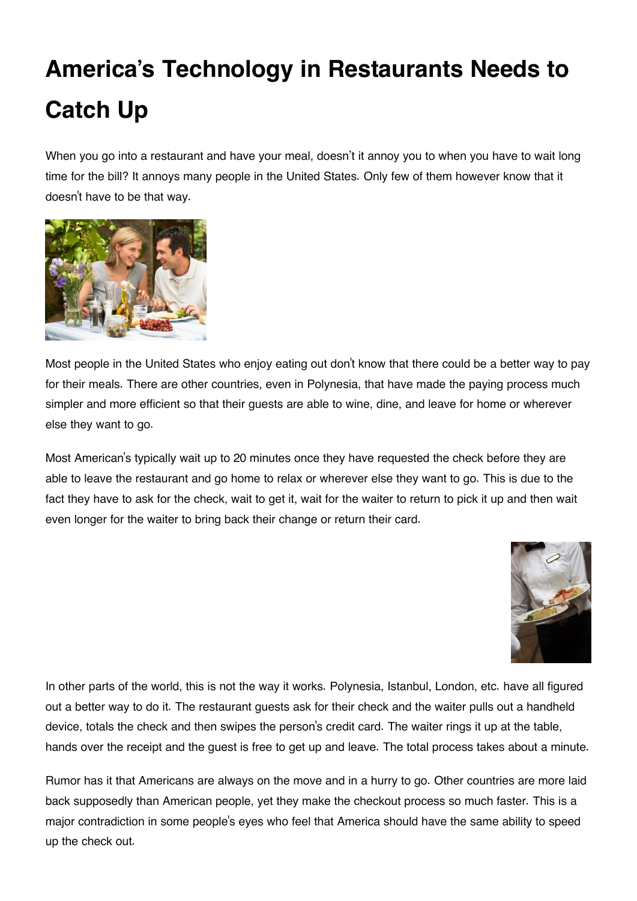# America's Technology in Restaurants Needs to Catch Up

When you go into a restaurant and have your meal, doesn't it annoy you to when you have to wait long time for the bill? It annoys many people in the United States. Only few of them however know that it doesn't have to be that way.

Most people in the United States who enjoy eating out don't know that there could be a better way to pay for their meals. There are other countries, even in Polynesia, that have made the paying process much simpler and more efficient so that their guests are able to wine, dine, and leave for home or wherever else they want to go.

Most American's typically wait up to 20 minutes once they have requested the check before they are able to leave the restaurant and go home to relax or wherever else they want to go. This is due to the fact they have to ask for the check, wait to get it, wait for the waiter to return to pick it up and then wait even longer for the waiter to bring back their change or return their card.

In other parts of the world, this is not the way it works. Polynesia, Istanbul, London, etc. have all figured out a better way to do it. The restaurant guests ask for their check and the waiter pulls out a handheld device, totals the check and then swipes the person's credit card. The waiter rings it up at the table, hands over the receipt and the guest is free to get up and leave. The total process takes about a minute.

Rumor has it that Americans are always on the move and in a hurry to go. Other countries are more laid back supposedly than American people, yet they make the checkout process so much faster. This is a major contradiction in some people's eyes who feel that America should have the same ability to speed up the check out.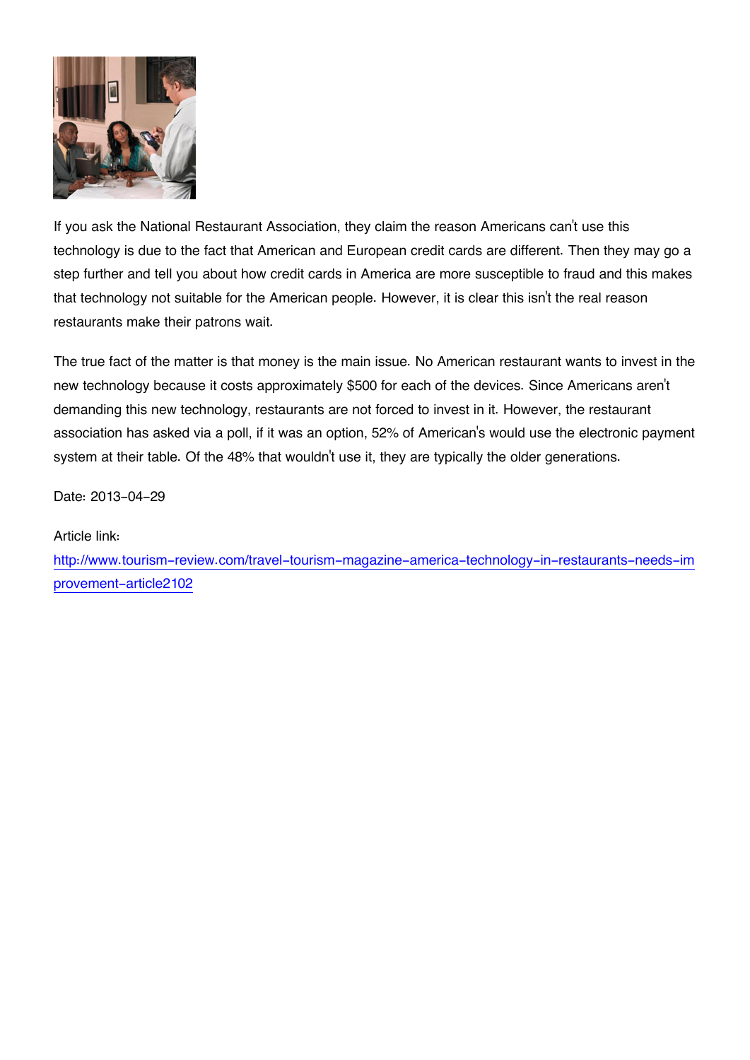If you ask the National Restaurant Association, they claim the reason Americans can't use this technology is due to the fact that American and European credit cards are different. Then they may go a step further and tell you about how credit cards in America are more susceptible to fraud and this makes that technology not suitable for the American people. However, it is clear this isn't the real reason restaurants make their patrons wait.

The true fact of the matter is that money is the main issue. No American restaurant wants to invest in the new technology because it costs approximately $500 for each of the devices. Since Americans aren't demanding this new technology, restaurants are not forced to invest in it. However, the restaurant association has asked via a poll, if it was an option, 52% of American's would use the electronic payment system at their table. Of the 48% that wouldn't use it, they are typically the older generations.

Date: 2013-04-29

Article link:
[http://www.tourism-review.com/travel-tourism-magazine-america-technology-in-restaurants-needs-improvement-article2102](http://www.tourism-review.com/travel-tourism-magazine-america-technology-in-restaurants-needs-improvement-article2102)